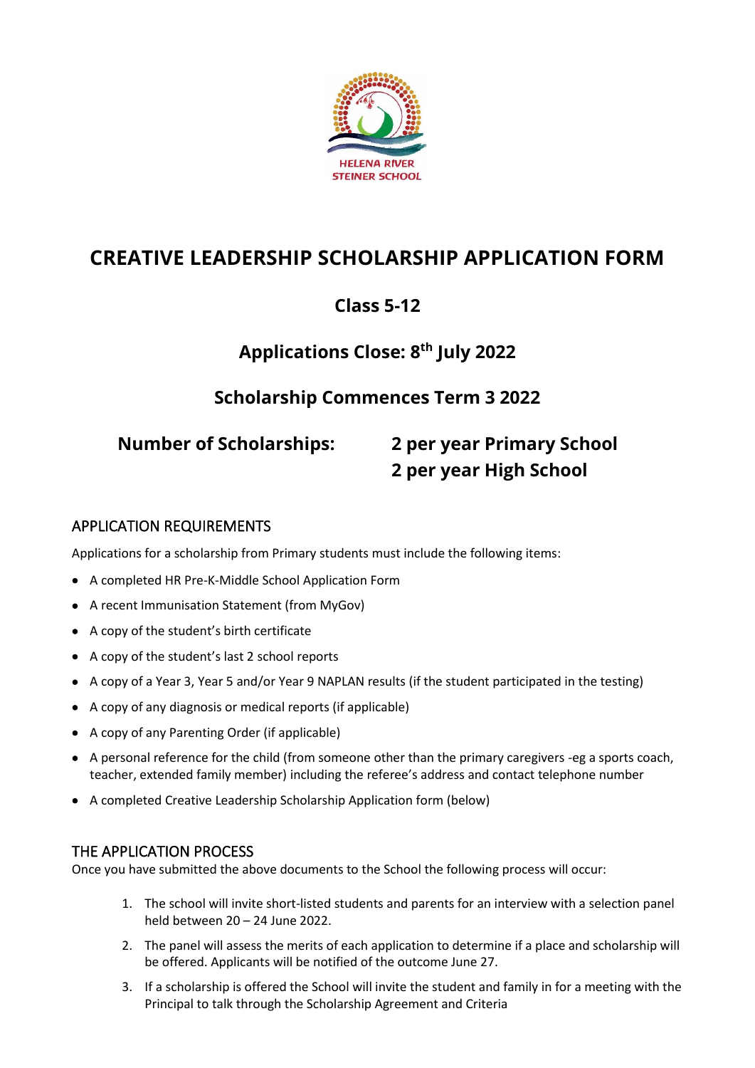HELENA RIVER STEINER SCHOOL

# CREATIVE LEADERSHIP SCHOLARSHIP APPLICATION FORM

## Class 5-12

## Applications Close: 8th July 2022

## Scholarship Commences Term 3 2022

**Number of Scholarships:** **2 per year Primary School**
**2 per year High School**

### APPLICATION REQUIREMENTS

Applications for a scholarship from Primary students must include the following items:

- A completed HR Pre-K-Middle School Application Form
- A recent Immunisation Statement (from MyGov)
- A copy of the student's birth certificate
- A copy of the student's last 2 school reports
- A copy of a Year 3, Year 5 and/or Year 9 NAPLAN results (if the student participated in the testing)
- A copy of any diagnosis or medical reports (if applicable)
- A copy of any Parenting Order (if applicable)
- A personal reference for the child (from someone other than the primary caregivers -eg a sports coach, teacher, extended family member) including the referee's address and contact telephone number
- A completed Creative Leadership Scholarship Application form (below)

### THE APPLICATION PROCESS

Once you have submitted the above documents to the School the following process will occur:

1. The school will invite short-listed students and parents for an interview with a selection panel held between 20 – 24 June 2022.
2. The panel will assess the merits of each application to determine if a place and scholarship will be offered. Applicants will be notified of the outcome June 27.
3. If a scholarship is offered the School will invite the student and family in for a meeting with the Principal to talk through the Scholarship Agreement and Criteria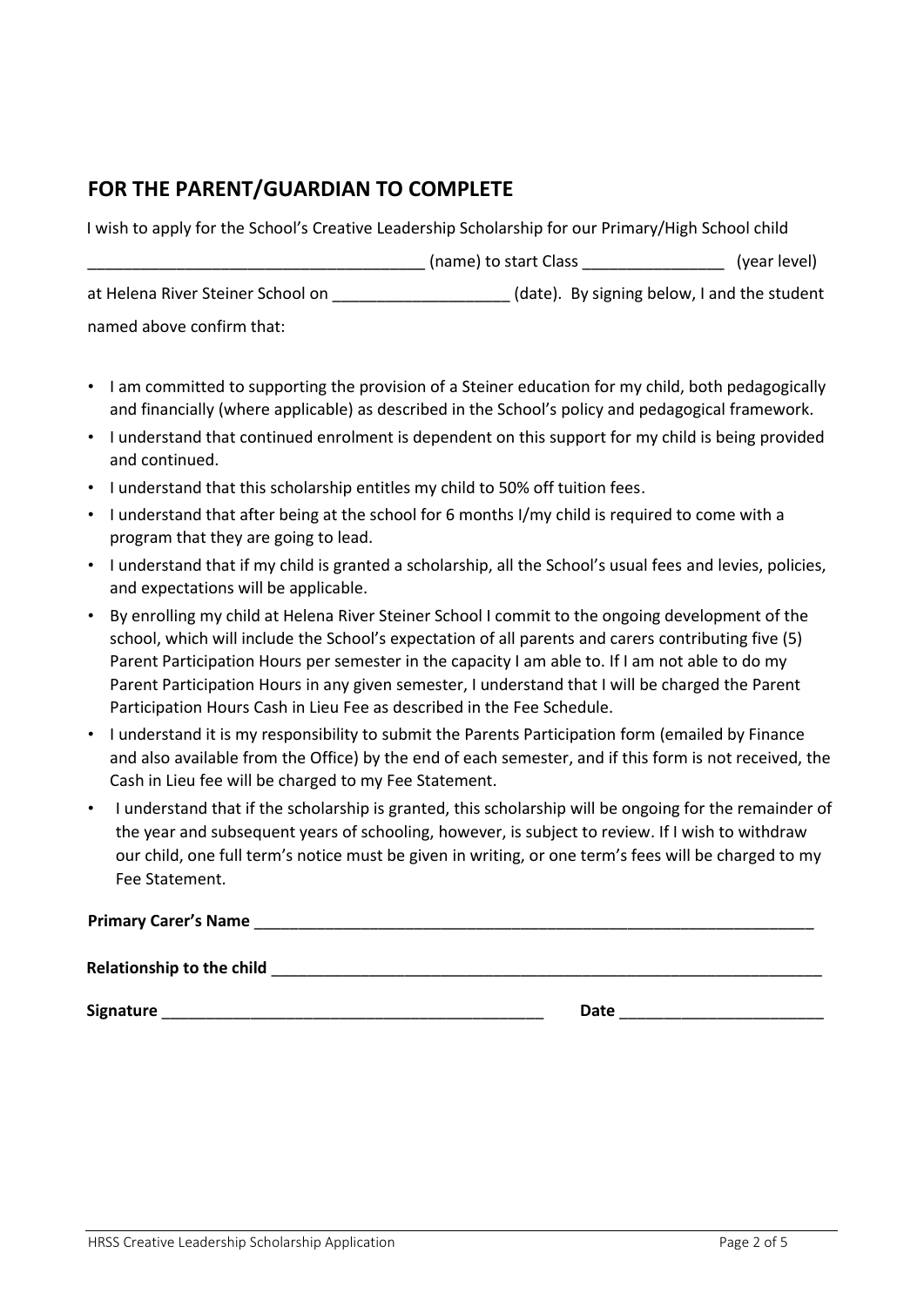## FOR THE PARENT/GUARDIAN TO COMPLETE

I wish to apply for the School's Creative Leadership Scholarship for our Primary/High School child

_______________________________________ (name) to start Class ________________ (year level)

at Helena River Steiner School on ____________________ (date). By signing below, I and the student named above confirm that:

- I am committed to supporting the provision of a Steiner education for my child, both pedagogically and financially (where applicable) as described in the School's policy and pedagogical framework.
- I understand that continued enrolment is dependent on this support for my child is being provided and continued.
- I understand that this scholarship entitles my child to 50% off tuition fees.
- I understand that after being at the school for 6 months I/my child is required to come with a program that they are going to lead.
- I understand that if my child is granted a scholarship, all the School's usual fees and levies, policies, and expectations will be applicable.
- By enrolling my child at Helena River Steiner School I commit to the ongoing development of the school, which will include the School's expectation of all parents and carers contributing five (5) Parent Participation Hours per semester in the capacity I am able to. If I am not able to do my Parent Participation Hours in any given semester, I understand that I will be charged the Parent Participation Hours Cash in Lieu Fee as described in the Fee Schedule.
- I understand it is my responsibility to submit the Parents Participation form (emailed by Finance and also available from the Office) by the end of each semester, and if this form is not received, the Cash in Lieu fee will be charged to my Fee Statement.
- I understand that if the scholarship is granted, this scholarship will be ongoing for the remainder of the year and subsequent years of schooling, however, is subject to review. If I wish to withdraw our child, one full term's notice must be given in writing, or one term's fees will be charged to my Fee Statement.

**Primary Carer's Name** _______________________________________________________________

**Relationship to the child** ____________________________________________________________

**Signature** ____________________________________________ **Date** _______________________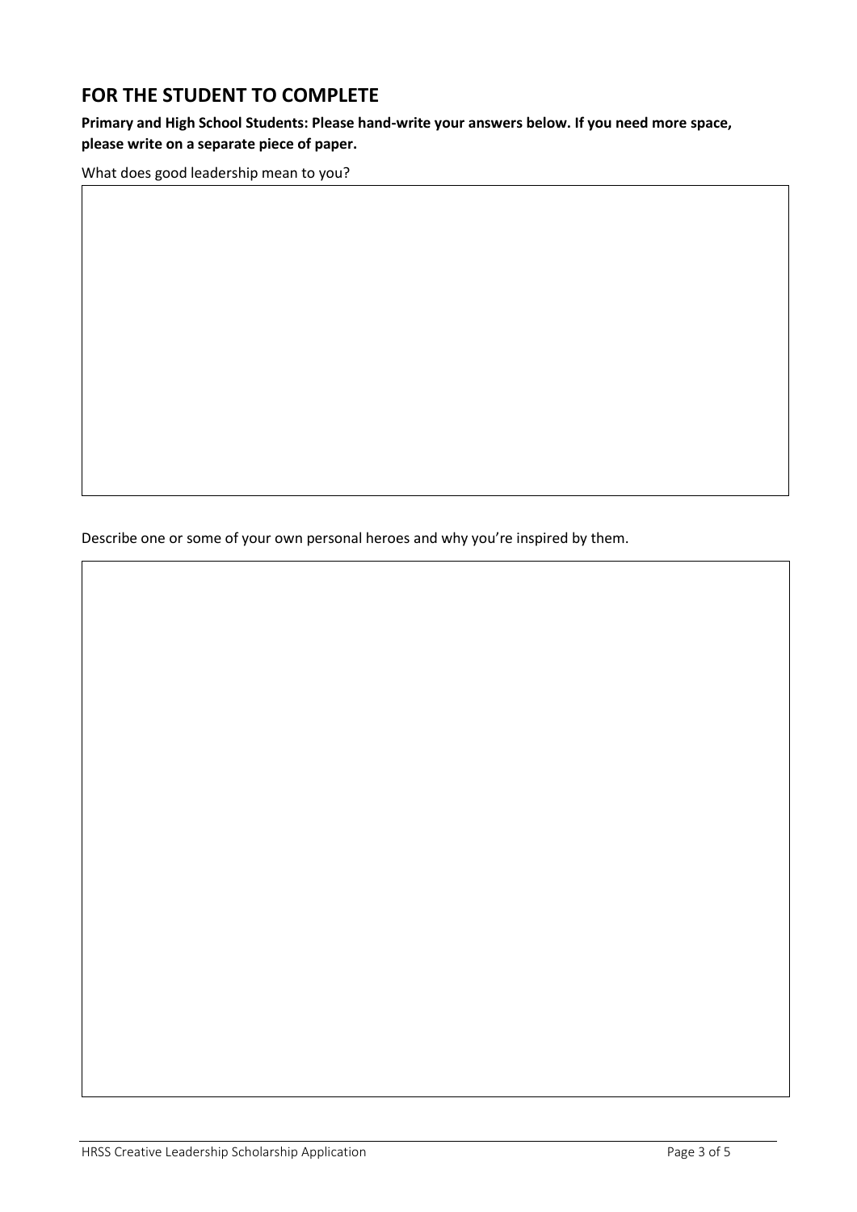## FOR THE STUDENT TO COMPLETE

**Primary and High School Students: Please hand-write your answers below. If you need more space, please write on a separate piece of paper.**

What does good leadership mean to you?

Describe one or some of your own personal heroes and why you're inspired by them.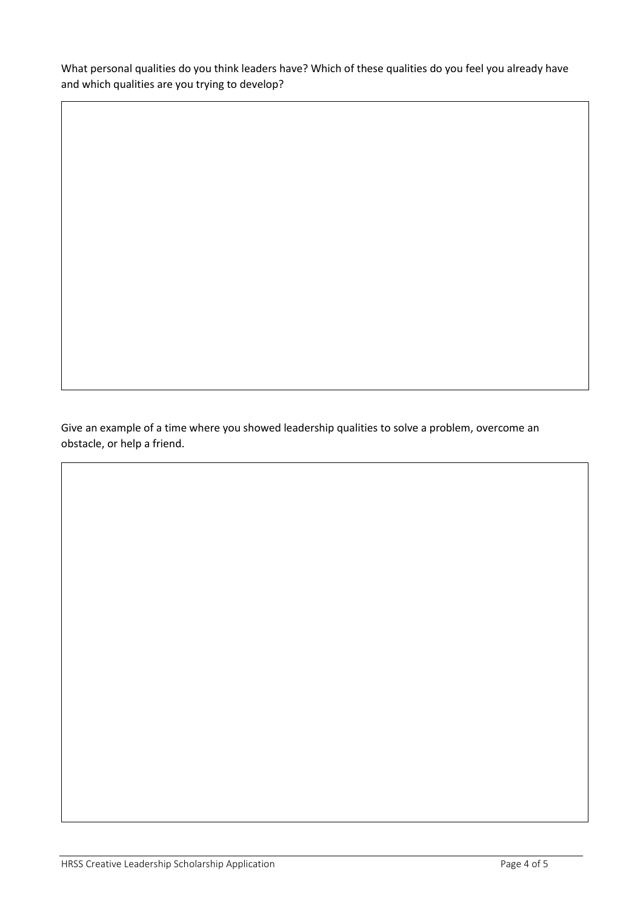What personal qualities do you think leaders have? Which of these qualities do you feel you already have and which qualities are you trying to develop?

Give an example of a time where you showed leadership qualities to solve a problem, overcome an obstacle, or help a friend.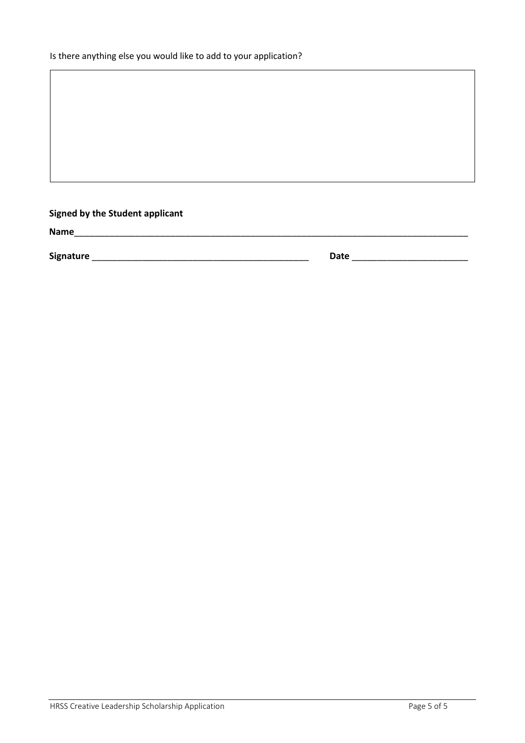Is there anything else you would like to add to your application?

| |
|---|
| |

**Signed by the Student applicant**

**Name**_______________________________________________________________________________

**Signature** ____________________________________________ **Date** _______________________